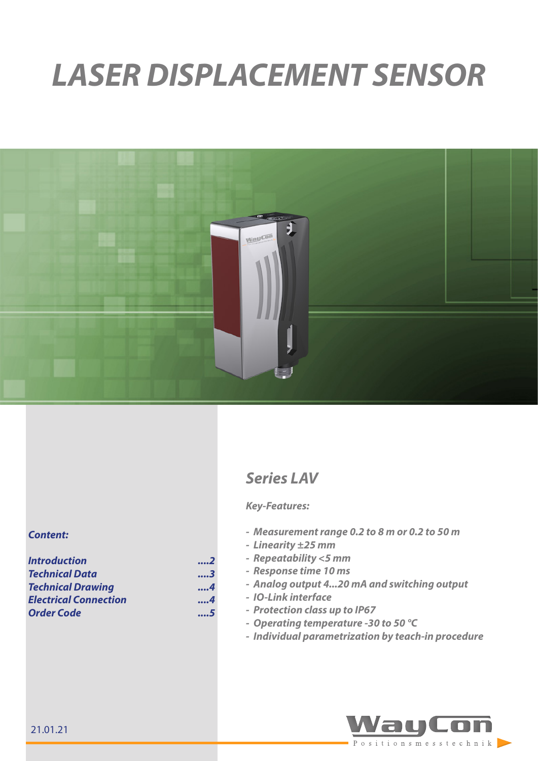# LASER DISPLACEMENT SENSOR

## *Series LAV*

***Key-Features:***

- *Measurement range 0.2 to 8 m or 0.2 to 50 m*
- *Linearity ±25 mm*
- *Repeatability <5 mm*
- *Response time 10 ms*
- *Analog output 4...20 mA and switching output*
- *IO-Link interface*
- *Protection class up to IP67*
- *Operating temperature -30 to 50 °C*
- *Individual parametrization by teach-in procedure*

***Content:***

| | |
|---|---|
| *Introduction* | ....2 |
| *Technical Data* | ....3 |
| *Technical Drawing* | ....4 |
| *Electrical Connection* | ....4 |
| *Order Code* | ....5 |

21.01.21

WayCon Positionsmesstechnik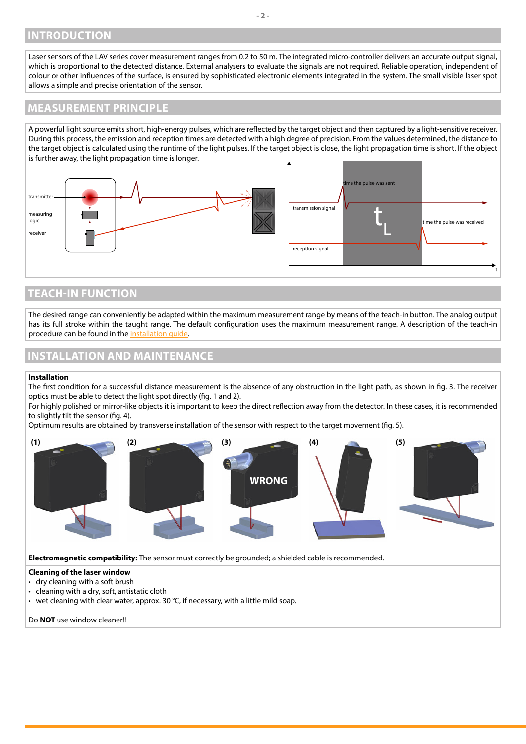## INTRODUCTION

Laser sensors of the LAV series cover measurement ranges from 0.2 to 50 m. The integrated micro-controller delivers an accurate output signal, which is proportional to the detected distance. External analysers to evaluate the signals are not required. Reliable operation, independent of colour or other influences of the surface, is ensured by sophisticated electronic elements integrated in the system. The small visible laser spot allows a simple and precise orientation of the sensor.

## MEASUREMENT PRINCIPLE

A powerful light source emits short, high-energy pulses, which are reflected by the target object and then captured by a light-sensitive receiver. During this process, the emission and reception times are detected with a high degree of precision. From the values determined, the distance to the target object is calculated using the runtime of the light pulses. If the target object is close, the light propagation time is short. If the object is further away, the light propagation time is longer.

## TEACH-IN FUNCTION

The desired range can conveniently be adapted within the maximum measurement range by means of the teach-in button. The analog output has its full stroke within the taught range. The default configuration uses the maximum measurement range. A description of the teach-in procedure can be found in the installation guide.

## INSTALLATION AND MAINTENANCE

**Installation**

The first condition for a successful distance measurement is the absence of any obstruction in the light path, as shown in fig. 3. The receiver optics must be able to detect the light spot directly (fig. 1 and 2).

For highly polished or mirror-like objects it is important to keep the direct reflection away from the detector. In these cases, it is recommended to slightly tilt the sensor (fig. 4).

Optimum results are obtained by transverse installation of the sensor with respect to the target movement (fig. 5).

**Electromagnetic compatibility:** The sensor must correctly be grounded; a shielded cable is recommended.

**Cleaning of the laser window**

- dry cleaning with a soft brush
- cleaning with a dry, soft, antistatic cloth
- wet cleaning with clear water, approx. 30 °C, if necessary, with a little mild soap.

Do **NOT** use window cleaner!!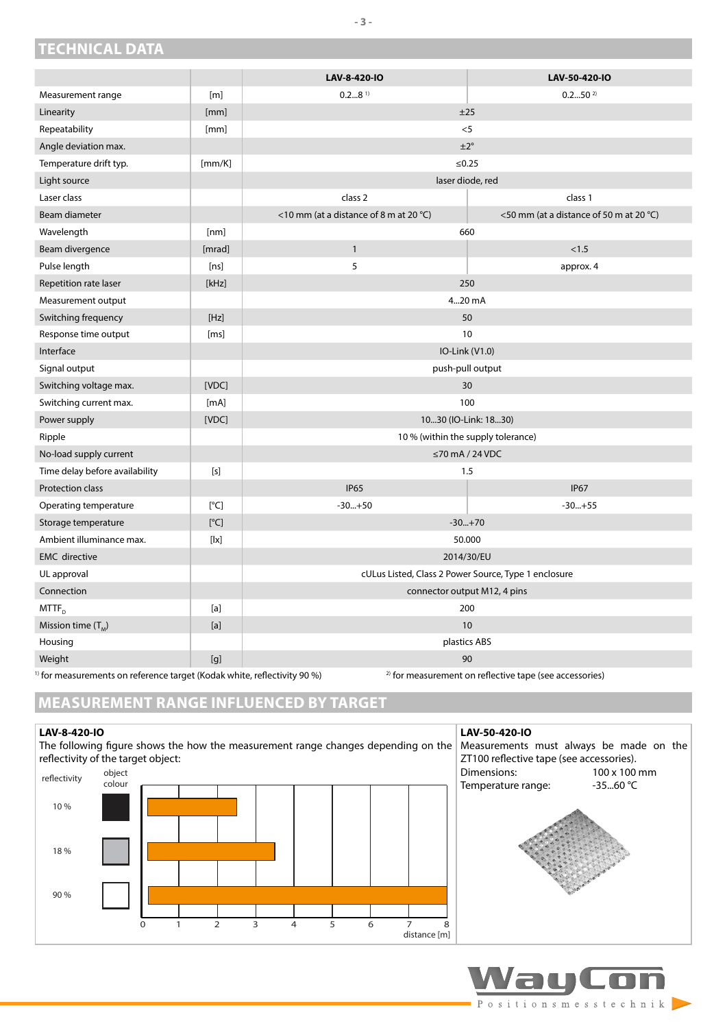## TECHNICAL DATA

| | | LAV-8-420-IO | LAV-50-420-IO |
|---|---|---|---|
| Measurement range | [m] | 0.2...8 [1] | 0.2...50 [2] |
| Linearity | [mm] | ±25 | |
| Repeatability | [mm] | <5 | |
| Angle deviation max. | | ±2° | |
| Temperature drift typ. | [mm/K] | ≤0.25 | |
| Light source | | laser diode, red | |
| Laser class | | class 2 | class 1 |
| Beam diameter | | <10 mm (at a distance of 8 m at 20 °C) | <50 mm (at a distance of 50 m at 20 °C) |
| Wavelength | [nm] | 660 | |
| Beam divergence | [mrad] | 1 | <1.5 |
| Pulse length | [ns] | 5 | approx. 4 |
| Repetition rate laser | [kHz] | 250 | |
| Measurement output | | 4...20 mA | |
| Switching frequency | [Hz] | 50 | |
| Response time output | [ms] | 10 | |
| Interface | | IO-Link (V1.0) | |
| Signal output | | push-pull output | |
| Switching voltage max. | [VDC] | 30 | |
| Switching current max. | [mA] | 100 | |
| Power supply | [VDC] | 10...30 (IO-Link: 18...30) | |
| Ripple | | 10 % (within the supply tolerance) | |
| No-load supply current | | ≤70 mA / 24 VDC | |
| Time delay before availability | [s] | 1.5 | |
| Protection class | | IP65 | IP67 |
| Operating temperature | [°C] | -30...+50 | -30...+55 |
| Storage temperature | [°C] | -30...+70 | |
| Ambient illuminance max. | [lx] | 50.000 | |
| EMC directive | | 2014/30/EU | |
| UL approval | | cULus Listed, Class 2 Power Source, Type 1 enclosure | |
| Connection | | connector output M12, 4 pins | |
| $MTTF_D$ | [a] | 200 | |
| Mission time ($T_M$) | [a] | 10 | |
| Housing | | plastics ABS | |
| Weight | [g] | 90 | |

[1] for measurements on reference target (Kodak white, reflectivity 90 %)

[2] for measurement on reflective tape (see accessories)

## MEASUREMENT RANGE INFLUENCED BY TARGET

**LAV-8-420-IO**

The following figure shows the how the measurement range changes depending on the reflectivity of the target object:

| reflectivity | object colour | distance [m] |
|---|---|---|
| 10 % | black | 0...approx. 2.5 |
| 18 % | grey | 0...approx. 3.5 |
| 90 % | white | 0...8 |

**LAV-50-420-IO**

Measurements must always be made on the ZT100 reflective tape (see accessories).

Dimensions: 100 x 100 mm

Temperature range: -35...60 °C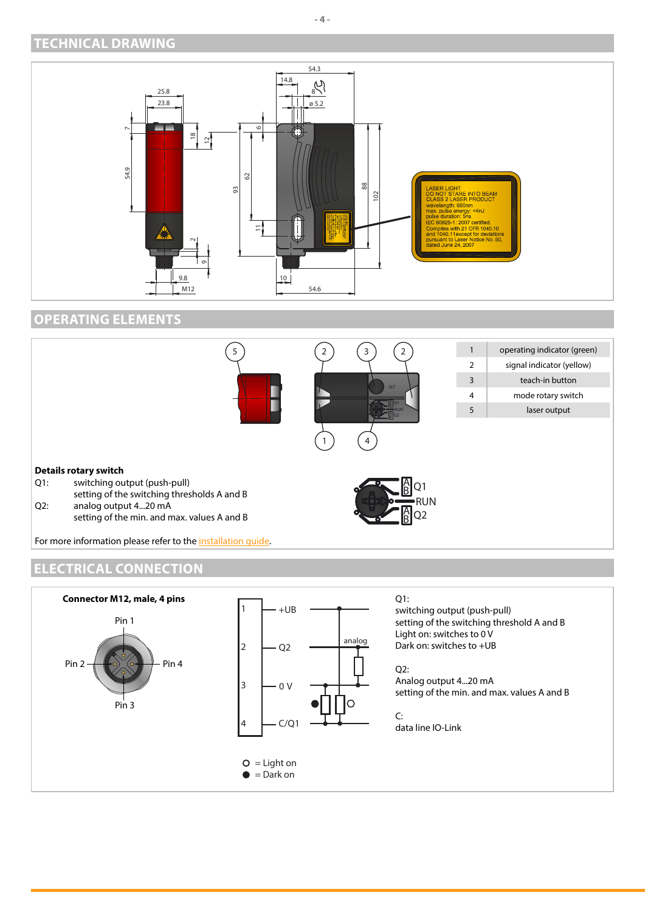## TECHNICAL DRAWING

LASER LIGHT
DO NOT STARE INTO BEAM
CLASS 2 LASER PRODUCT
wavelength: 660nm
max. pulse energy: <4nJ
pulse duration: 5ns
IEC 60825-1: 2007 certified.
Complies with 21 CFR 1040.10 and 1040.11except for deviations pursuant to Laser Notice No. 50, dated June 24, 2007

## OPERATING ELEMENTS

| | |
|---|---|
| 1 | operating indicator (green) |
| 2 | signal indicator (yellow) |
| 3 | teach-in button |
| 4 | mode rotary switch |
| 5 | laser output |

**Details rotary switch**

Q1: switching output (push-pull)
setting of the switching thresholds A and B

Q2: analog output 4...20 mA
setting of the min. and max. values A and B

For more information please refer to the installation guide.

## ELECTRICAL CONNECTION

**Connector M12, male, 4 pins**

Pin 1, Pin 2, Pin 3, Pin 4

1 +UB
2 Q2
3 0 V
4 C/Q1

○ = Light on
● = Dark on

Q1:
switching output (push-pull)
setting of the switching threshold A and B
Light on: switches to 0 V
Dark on: switches to +UB

Q2:
Analog output 4...20 mA
setting of the min. and max. values A and B

C:
data line IO-Link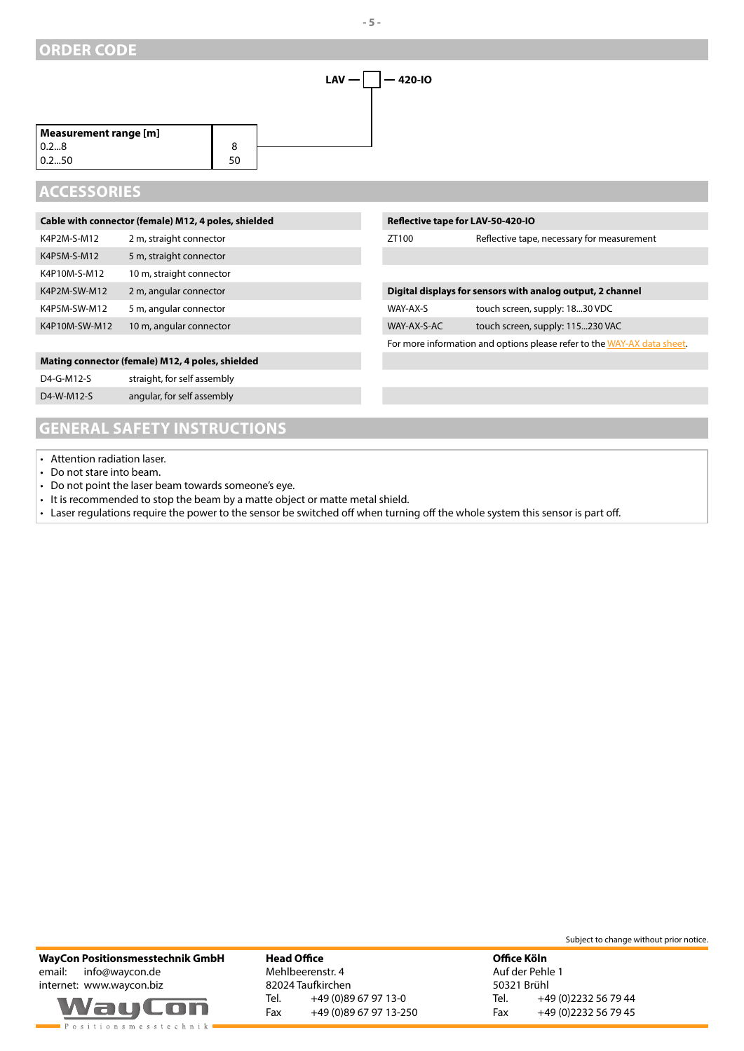## ORDER CODE

LAV — [ ] — 420-IO

| Measurement range [m] | |
|---|---|
| 0.2...8 | 8 |
| 0.2...50 | 50 |

## ACCESSORIES

| Cable with connector (female) M12, 4 poles, shielded | |
|---|---|
| K4P2M-S-M12 | 2 m, straight connector |
| K4P5M-S-M12 | 5 m, straight connector |
| K4P10M-S-M12 | 10 m, straight connector |
| K4P2M-SW-M12 | 2 m, angular connector |
| K4P5M-SW-M12 | 5 m, angular connector |
| K4P10M-SW-M12 | 10 m, angular connector |

| Mating connector (female) M12, 4 poles, shielded | |
|---|---|
| D4-G-M12-S | straight, for self assembly |
| D4-W-M12-S | angular, for self assembly |

| Reflective tape for LAV-50-420-IO | |
|---|---|
| ZT100 | Reflective tape, necessary for measurement |

| Digital displays for sensors with analog output, 2 channel | |
|---|---|
| WAY-AX-S | touch screen, supply: 18...30 VDC |
| WAY-AX-S-AC | touch screen, supply: 115...230 VAC |

For more information and options please refer to the WAY-AX data sheet.

## GENERAL SAFETY INSTRUCTIONS

- Attention radiation laser.
- Do not stare into beam.
- Do not point the laser beam towards someone's eye.
- It is recommended to stop the beam by a matte object or matte metal shield.
- Laser regulations require the power to the sensor be switched off when turning off the whole system this sensor is part off.

Subject to change without prior notice.

**WayCon Positionsmesstechnik GmbH**
email: info@waycon.de
internet: www.waycon.biz

**Head Office**
Mehlbeerenstr. 4
82024 Taufkirchen
Tel. +49 (0)89 67 97 13-0
Fax +49 (0)89 67 97 13-250

**Office Köln**
Auf der Pehle 1
50321 Brühl
Tel. +49 (0)2232 56 79 44
Fax +49 (0)2232 56 79 45